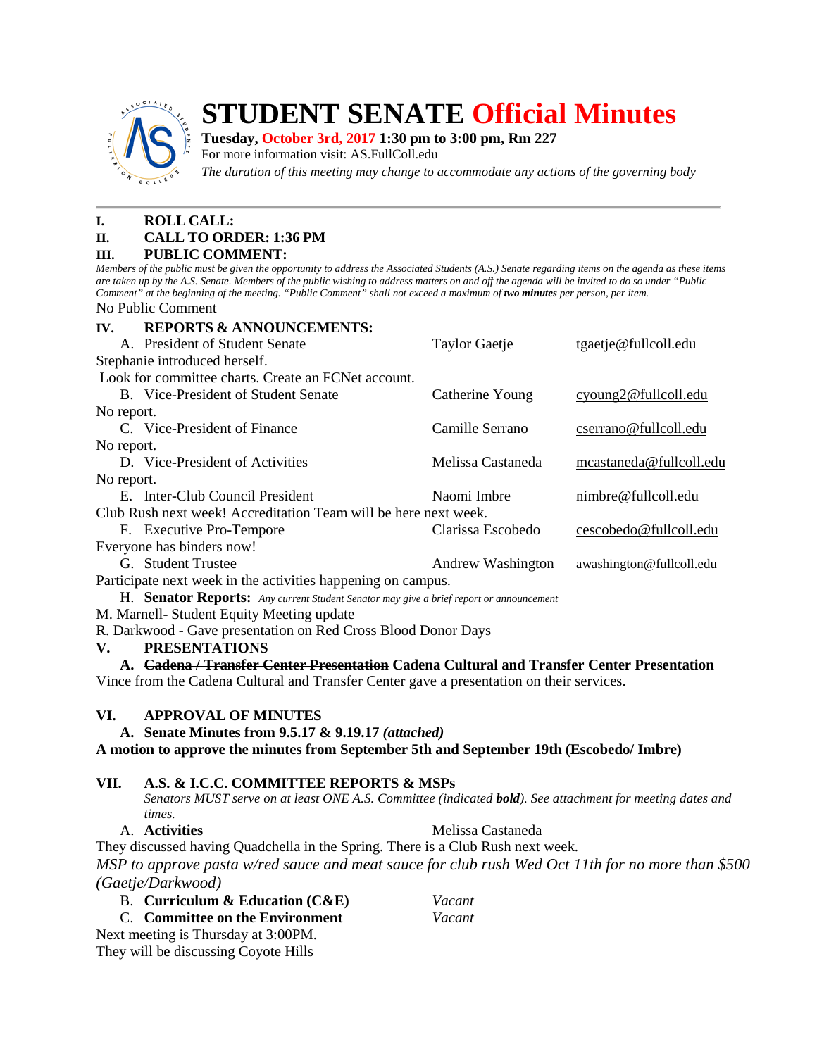# STUDENT SENATE Official Minutes

**Tuesday, October 3rd, 2017 1:30 pm to 3:00 pm, Rm 227**
For more information visit: AS.FullColl.edu
*The duration of this meeting may change to accommodate any actions of the governing body*

---

**I. ROLL CALL:**

**II. CALL TO ORDER: 1:36 PM**

**III. PUBLIC COMMENT:**

*Members of the public must be given the opportunity to address the Associated Students (A.S.) Senate regarding items on the agenda as these items are taken up by the A.S. Senate. Members of the public wishing to address matters on and off the agenda will be invited to do so under "Public Comment" at the beginning of the meeting. "Public Comment" shall not exceed a maximum of **two minutes** per person, per item.*

No Public Comment

**IV. REPORTS & ANNOUNCEMENTS:**

A. President of Student Senate — Taylor Gaetje — tgaetje@fullcoll.edu

Stephanie introduced herself.
Look for committee charts. Create an FCNet account.

B. Vice-President of Student Senate — Catherine Young — cyoung2@fullcoll.edu

No report.

C. Vice-President of Finance — Camille Serrano — cserrano@fullcoll.edu

No report.

D. Vice-President of Activities — Melissa Castaneda — mcastaneda@fullcoll.edu

No report.

E. Inter-Club Council President — Naomi Imbre — nimbre@fullcoll.edu

Club Rush next week! Accreditation Team will be here next week.

F. Executive Pro-Tempore — Clarissa Escobedo — cescobedo@fullcoll.edu

Everyone has binders now!

G. Student Trustee — Andrew Washington — awashington@fullcoll.edu

Participate next week in the activities happening on campus.

H. **Senator Reports:** *Any current Student Senator may give a brief report or announcement*

M. Marnell- Student Equity Meeting update
R. Darkwood - Gave presentation on Red Cross Blood Donor Days

**V. PRESENTATIONS**

**A. ~~Cadena / Transfer Center Presentation~~ Cadena Cultural and Transfer Center Presentation**

Vince from the Cadena Cultural and Transfer Center gave a presentation on their services.

**VI. APPROVAL OF MINUTES**

**A. Senate Minutes from 9.5.17 & 9.19.17 *(attached)***

**A motion to approve the minutes from September 5th and September 19th (Escobedo/ Imbre)**

**VII. A.S. & I.C.C. COMMITTEE REPORTS & MSPs**

*Senators MUST serve on at least ONE A.S. Committee (indicated **bold**). See attachment for meeting dates and times.*

A. **Activities** — Melissa Castaneda

They discussed having Quadchella in the Spring. There is a Club Rush next week.
*MSP to approve pasta w/red sauce and meat sauce for club rush Wed Oct 11th for no more than $500 (Gaetje/Darkwood)*

B. **Curriculum & Education (C&E)** — *Vacant*

C. **Committee on the Environment** — *Vacant*

Next meeting is Thursday at 3:00PM.
They will be discussing Coyote Hills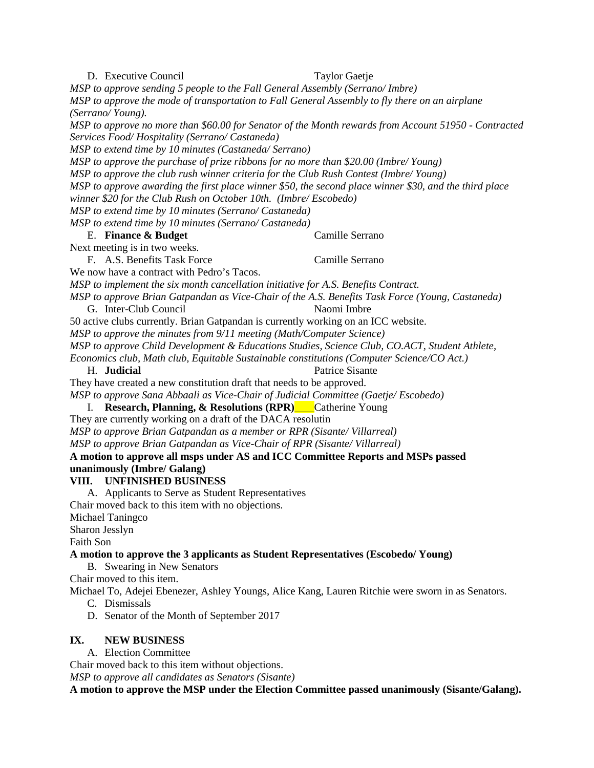D. Executive Council Taylor Gaetje

*MSP to approve sending 5 people to the Fall General Assembly (Serrano/ Imbre)*

*MSP to approve the mode of transportation to Fall General Assembly to fly there on an airplane (Serrano/ Young).*

*MSP to approve no more than $60.00 for Senator of the Month rewards from Account 51950 - Contracted Services Food/ Hospitality (Serrano/ Castaneda)*

*MSP to extend time by 10 minutes (Castaneda/ Serrano)*

*MSP to approve the purchase of prize ribbons for no more than $20.00 (Imbre/ Young)*

*MSP to approve the club rush winner criteria for the Club Rush Contest (Imbre/ Young)*

*MSP to approve awarding the first place winner $50, the second place winner $30, and the third place winner $20 for the Club Rush on October 10th. (Imbre/ Escobedo)*

*MSP to extend time by 10 minutes (Serrano/ Castaneda)*

*MSP to extend time by 10 minutes (Serrano/ Castaneda)*

E. **Finance & Budget** Camille Serrano

Next meeting is in two weeks.

F. A.S. Benefits Task Force Camille Serrano

We now have a contract with Pedro's Tacos.

*MSP to implement the six month cancellation initiative for A.S. Benefits Contract.*

*MSP to approve Brian Gatpandan as Vice-Chair of the A.S. Benefits Task Force (Young, Castaneda)*

G. Inter-Club Council Naomi Imbre

50 active clubs currently. Brian Gatpandan is currently working on an ICC website.

*MSP to approve the minutes from 9/11 meeting (Math/Computer Science)*

*MSP to approve Child Development & Educations Studies, Science Club, CO.ACT, Student Athlete, Economics club, Math club, Equitable Sustainable constitutions (Computer Science/CO Act.)*

H. **Judicial** Patrice Sisante

They have created a new constitution draft that needs to be approved.

*MSP to approve Sana Abbaali as Vice-Chair of Judicial Committee (Gaetje/ Escobedo)*

I. **Research, Planning, & Resolutions (RPR)** ____ Catherine Young

They are currently working on a draft of the DACA resolutin

*MSP to approve Brian Gatpandan as a member or RPR (Sisante/ Villarreal)*

*MSP to approve Brian Gatpandan as Vice-Chair of RPR (Sisante/ Villarreal)*

**A motion to approve all msps under AS and ICC Committee Reports and MSPs passed unanimously (Imbre/ Galang)**

## VIII. UNFINISHED BUSINESS

A. Applicants to Serve as Student Representatives

Chair moved back to this item with no objections.

Michael Taningco

Sharon Jesslyn

Faith Son

**A motion to approve the 3 applicants as Student Representatives (Escobedo/ Young)**

B. Swearing in New Senators

Chair moved to this item.

Michael To, Adejei Ebenezer, Ashley Youngs, Alice Kang, Lauren Ritchie were sworn in as Senators.

C. Dismissals

D. Senator of the Month of September 2017

## IX. NEW BUSINESS

A. Election Committee

Chair moved back to this item without objections.

*MSP to approve all candidates as Senators (Sisante)*

**A motion to approve the MSP under the Election Committee passed unanimously (Sisante/Galang).**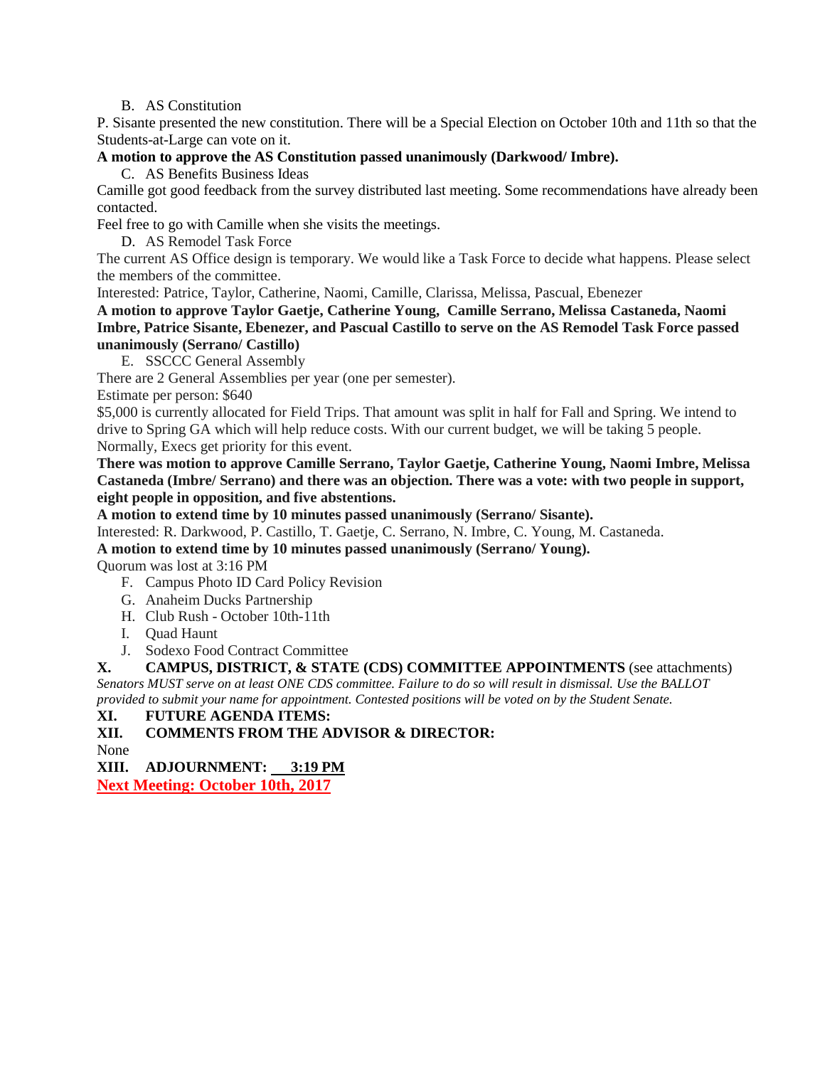B. AS Constitution

P. Sisante presented the new constitution. There will be a Special Election on October 10th and 11th so that the Students-at-Large can vote on it.

**A motion to approve the AS Constitution passed unanimously (Darkwood/ Imbre).**

C. AS Benefits Business Ideas

Camille got good feedback from the survey distributed last meeting. Some recommendations have already been contacted.

Feel free to go with Camille when she visits the meetings.

D. AS Remodel Task Force

The current AS Office design is temporary. We would like a Task Force to decide what happens. Please select the members of the committee.

Interested: Patrice, Taylor, Catherine, Naomi, Camille, Clarissa, Melissa, Pascual, Ebenezer

**A motion to approve Taylor Gaetje, Catherine Young, Camille Serrano, Melissa Castaneda, Naomi Imbre, Patrice Sisante, Ebenezer, and Pascual Castillo to serve on the AS Remodel Task Force passed unanimously (Serrano/ Castillo)**

E. SSCCC General Assembly

There are 2 General Assemblies per year (one per semester).

Estimate per person: $640

$5,000 is currently allocated for Field Trips. That amount was split in half for Fall and Spring. We intend to drive to Spring GA which will help reduce costs. With our current budget, we will be taking 5 people.

Normally, Execs get priority for this event.

**There was motion to approve Camille Serrano, Taylor Gaetje, Catherine Young, Naomi Imbre, Melissa Castaneda (Imbre/ Serrano) and there was an objection. There was a vote: with two people in support, eight people in opposition, and five abstentions.**

**A motion to extend time by 10 minutes passed unanimously (Serrano/ Sisante).**

Interested: R. Darkwood, P. Castillo, T. Gaetje, C. Serrano, N. Imbre, C. Young, M. Castaneda.

**A motion to extend time by 10 minutes passed unanimously (Serrano/ Young).**

Quorum was lost at 3:16 PM

F. Campus Photo ID Card Policy Revision

G. Anaheim Ducks Partnership

H. Club Rush - October 10th-11th

I. Quad Haunt

J. Sodexo Food Contract Committee

## X. CAMPUS, DISTRICT, & STATE (CDS) COMMITTEE APPOINTMENTS (see attachments)

*Senators MUST serve on at least ONE CDS committee. Failure to do so will result in dismissal. Use the BALLOT provided to submit your name for appointment. Contested positions will be voted on by the Student Senate.*

## XI. FUTURE AGENDA ITEMS:

## XII. COMMENTS FROM THE ADVISOR & DIRECTOR:

None

## XIII. ADJOURNMENT: 3:19 PM

**Next Meeting: October 10th, 2017**